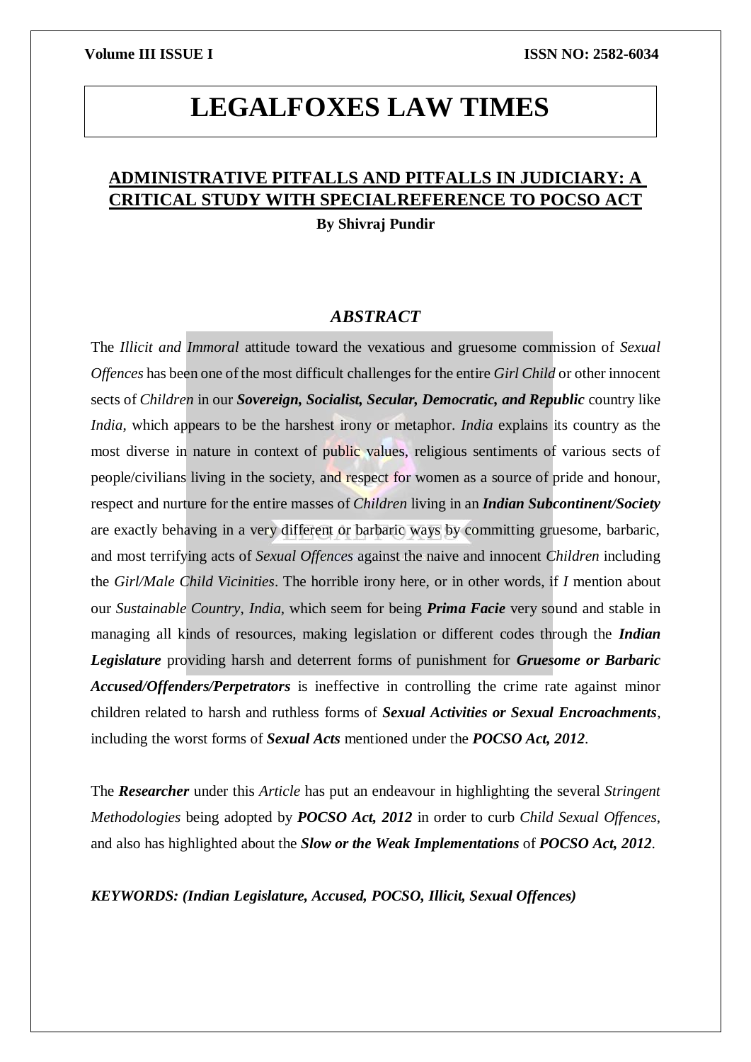# LEGALFOXES LAW TIMES

## ADMINISTRATIVE PITFALLS AND PITFALLS IN JUDICIARY: A CRITICAL STUDY WITH SPECIALREFERENCE TO POCSO ACT

**By Shivraj Pundir**

### *ABSTRACT*

The *Illicit and Immoral* attitude toward the vexatious and gruesome commission of *Sexual Offences* has been one of the most difficult challenges for the entire *Girl Child* or other innocent sects of *Children* in our ***Sovereign, Socialist, Secular, Democratic, and Republic*** country like *India*, which appears to be the harshest irony or metaphor. *India* explains its country as the most diverse in nature in context of public values, religious sentiments of various sects of people/civilians living in the society, and respect for women as a source of pride and honour, respect and nurture for the entire masses of *Children* living in an ***Indian Subcontinent/Society*** are exactly behaving in a very different or barbaric ways by committing gruesome, barbaric, and most terrifying acts of *Sexual Offences* against the naive and innocent *Children* including the *Girl/Male Child Vicinities*. The horrible irony here, or in other words, if *I* mention about our *Sustainable Country, India,* which seem for being ***Prima Facie*** very sound and stable in managing all kinds of resources, making legislation or different codes through the ***Indian Legislature*** providing harsh and deterrent forms of punishment for ***Gruesome or Barbaric Accused/Offenders/Perpetrators*** is ineffective in controlling the crime rate against minor children related to harsh and ruthless forms of ***Sexual Activities or Sexual Encroachments***, including the worst forms of ***Sexual Acts*** mentioned under the ***POCSO Act, 2012***.

The ***Researcher*** under this *Article* has put an endeavour in highlighting the several *Stringent Methodologies* being adopted by ***POCSO Act, 2012*** in order to curb *Child Sexual Offences*, and also has highlighted about the ***Slow or the Weak Implementations*** of ***POCSO Act, 2012***.

***KEYWORDS: (Indian Legislature, Accused, POCSO, Illicit, Sexual Offences)***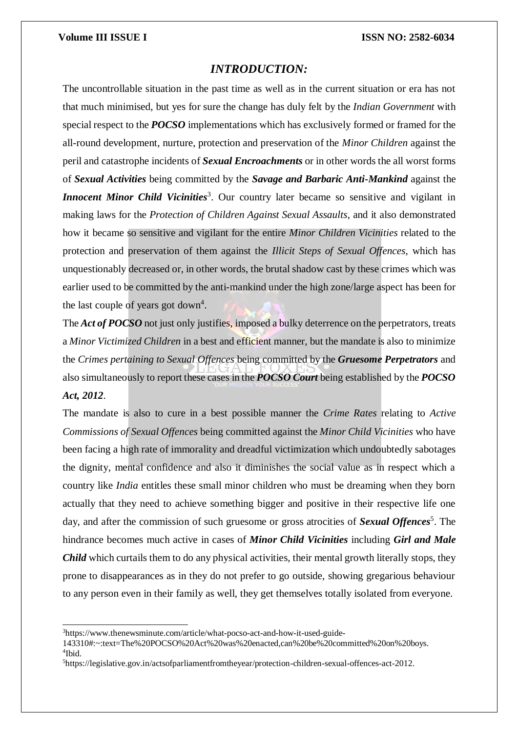## *INTRODUCTION:*

The uncontrollable situation in the past time as well as in the current situation or era has not that much minimised, but yes for sure the change has duly felt by the *Indian Government* with special respect to the ***POCSO*** implementations which has exclusively formed or framed for the all-round development, nurture, protection and preservation of the *Minor Children* against the peril and catastrophe incidents of ***Sexual Encroachments*** or in other words the all worst forms of ***Sexual Activities*** being committed by the ***Savage and Barbaric Anti-Mankind*** against the ***Innocent Minor Child Vicinities***[3]. Our country later became so sensitive and vigilant in making laws for the *Protection of Children Against Sexual Assaults*, and it also demonstrated how it became so sensitive and vigilant for the entire *Minor Children Vicinities* related to the protection and preservation of them against the *Illicit Steps of Sexual Offences*, which has unquestionably decreased or, in other words, the brutal shadow cast by these crimes which was earlier used to be committed by the anti-mankind under the high zone/large aspect has been for the last couple of years got down[4].

The ***Act of POCSO*** not just only justifies, imposed a bulky deterrence on the perpetrators, treats a *Minor Victimized Children* in a best and efficient manner, but the mandate is also to minimize the *Crimes pertaining to Sexual Offences* being committed by the ***Gruesome Perpetrators*** and also simultaneously to report these cases in the ***POCSO Court*** being established by the ***POCSO Act, 2012***.

The mandate is also to cure in a best possible manner the *Crime Rates* relating to *Active Commissions of Sexual Offences* being committed against the *Minor Child Vicinities* who have been facing a high rate of immorality and dreadful victimization which undoubtedly sabotages the dignity, mental confidence and also it diminishes the social value as in respect which a country like *India* entitles these small minor children who must be dreaming when they born actually that they need to achieve something bigger and positive in their respective life one day, and after the commission of such gruesome or gross atrocities of ***Sexual Offences***[5]. The hindrance becomes much active in cases of ***Minor Child Vicinities*** including ***Girl and Male Child*** which curtails them to do any physical activities, their mental growth literally stops, they prone to disappearances as in they do not prefer to go outside, showing gregarious behaviour to any person even in their family as well, they get themselves totally isolated from everyone.

---

[3] https://www.thenewsminute.com/article/what-pocso-act-and-how-it-used-guide-143310#:~:text=The%20POCSO%20Act%20was%20enacted,can%20be%20committed%20on%20boys.

[4] Ibid.

[5] https://legislative.gov.in/actsofparliamentfromtheyear/protection-children-sexual-offences-act-2012.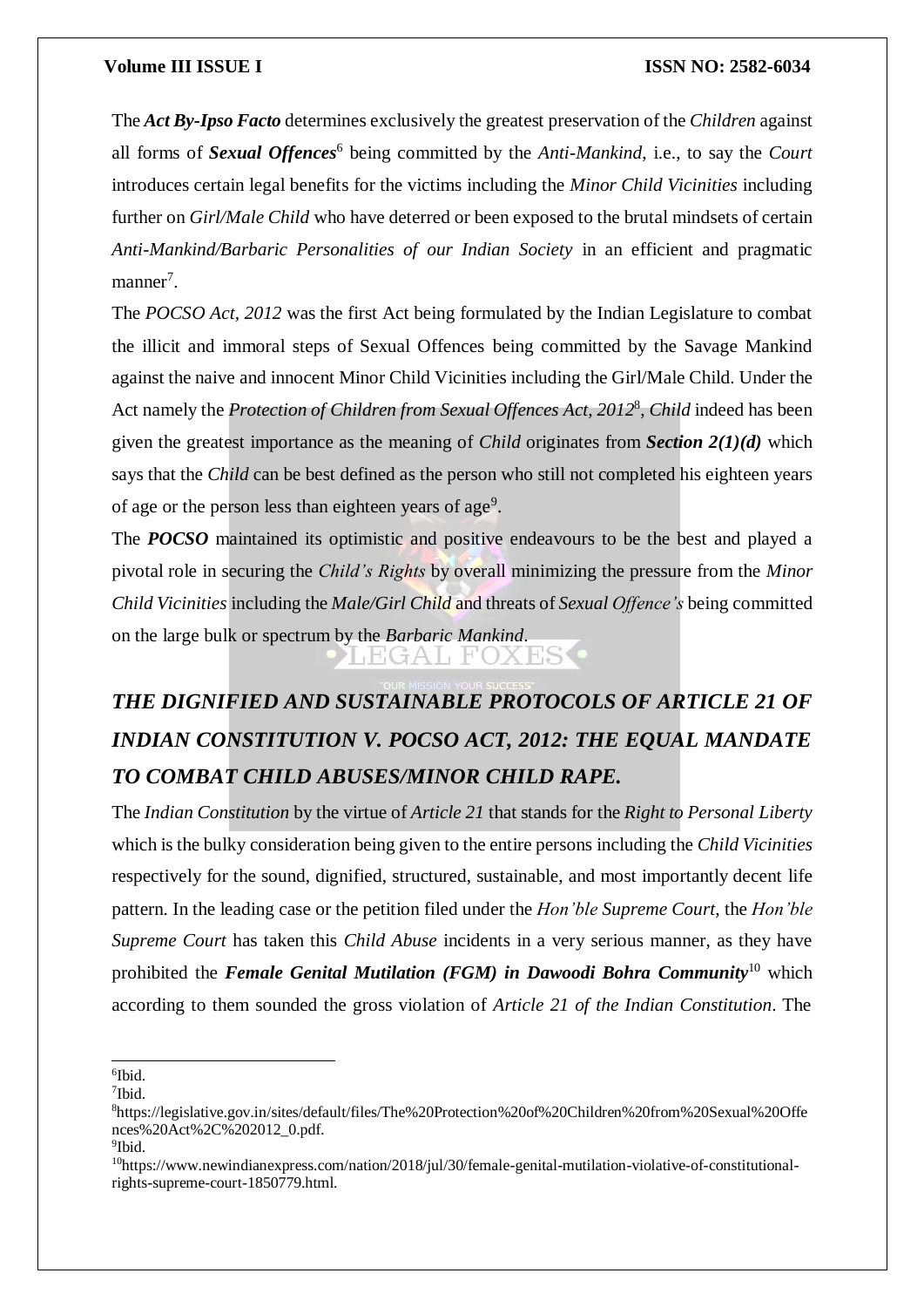The ***Act By-Ipso Facto*** determines exclusively the greatest preservation of the *Children* against all forms of ***Sexual Offences***[6] being committed by the *Anti-Mankind*, i.e., to say the *Court* introduces certain legal benefits for the victims including the *Minor Child Vicinities* including further on *Girl/Male Child* who have deterred or been exposed to the brutal mindsets of certain *Anti-Mankind/Barbaric Personalities of our Indian Society* in an efficient and pragmatic manner[7].

The *POCSO Act, 2012* was the first Act being formulated by the Indian Legislature to combat the illicit and immoral steps of Sexual Offences being committed by the Savage Mankind against the naive and innocent Minor Child Vicinities including the Girl/Male Child. Under the Act namely the ***Protection of Children from Sexual Offences Act, 2012***[8], ***Child*** indeed has been given the greatest importance as the meaning of *Child* originates from ***Section 2(1)(d)*** which says that the *Child* can be best defined as the person who still not completed his eighteen years of age or the person less than eighteen years of age[9].

The ***POCSO*** maintained its optimistic and positive endeavours to be the best and played a pivotal role in securing the *Child's Rights* by overall minimizing the pressure from the *Minor Child Vicinities* including the *Male/Girl Child* and threats of *Sexual Offence's* being committed on the large bulk or spectrum by the *Barbaric Mankind*.

## *THE DIGNIFIED AND SUSTAINABLE PROTOCOLS OF ARTICLE 21 OF INDIAN CONSTITUTION V. POCSO ACT, 2012: THE EQUAL MANDATE TO COMBAT CHILD ABUSES/MINOR CHILD RAPE.*

The *Indian Constitution* by the virtue of *Article 21* that stands for the *Right to Personal Liberty* which is the bulky consideration being given to the entire persons including the *Child Vicinities* respectively for the sound, dignified, structured, sustainable, and most importantly decent life pattern. In the leading case or the petition filed under the *Hon'ble Supreme Court*, the *Hon'ble Supreme Court* has taken this *Child Abuse* incidents in a very serious manner, as they have prohibited the ***Female Genital Mutilation (FGM) in Dawoodi Bohra Community***[10] which according to them sounded the gross violation of *Article 21 of the Indian Constitution*. The

---

[6]Ibid.

[7]Ibid.

[8]https://legislative.gov.in/sites/default/files/The%20Protection%20of%20Children%20from%20Sexual%20Offences%20Act%2C%202012_0.pdf.

[9]Ibid.

[10]https://www.newindianexpress.com/nation/2018/jul/30/female-genital-mutilation-violative-of-constitutional-rights-supreme-court-1850779.html.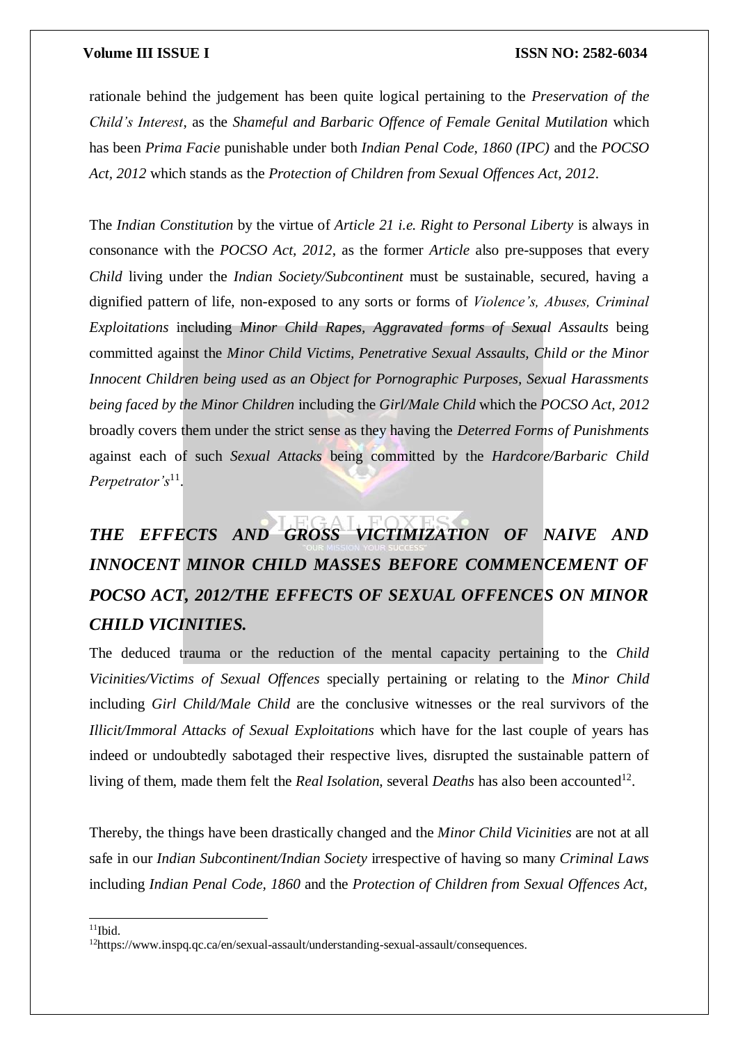rationale behind the judgement has been quite logical pertaining to the *Preservation of the Child's Interest*, as the *Shameful and Barbaric Offence of Female Genital Mutilation* which has been *Prima Facie* punishable under both *Indian Penal Code, 1860 (IPC)* and the *POCSO Act, 2012* which stands as the *Protection of Children from Sexual Offences Act, 2012*.

The *Indian Constitution* by the virtue of *Article 21 i.e. Right to Personal Liberty* is always in consonance with the *POCSO Act, 2012*, as the former *Article* also pre-supposes that every *Child* living under the *Indian Society/Subcontinent* must be sustainable, secured, having a dignified pattern of life, non-exposed to any sorts or forms of *Violence's, Abuses, Criminal Exploitations* including *Minor Child Rapes, Aggravated forms of Sexual Assaults* being committed against the *Minor Child Victims, Penetrative Sexual Assaults, Child or the Minor Innocent Children being used as an Object for Pornographic Purposes, Sexual Harassments being faced by the Minor Children* including the *Girl/Male Child* which the *POCSO Act, 2012* broadly covers them under the strict sense as they having the *Deterred Forms of Punishments* against each of such *Sexual Attacks* being committed by the *Hardcore/Barbaric Child Perpetrator's*[11].

## *THE EFFECTS AND GROSS VICTIMIZATION OF NAIVE AND INNOCENT MINOR CHILD MASSES BEFORE COMMENCEMENT OF POCSO ACT, 2012/THE EFFECTS OF SEXUAL OFFENCES ON MINOR CHILD VICINITIES.*

The deduced trauma or the reduction of the mental capacity pertaining to the *Child Vicinities/Victims of Sexual Offences* specially pertaining or relating to the *Minor Child* including *Girl Child/Male Child* are the conclusive witnesses or the real survivors of the *Illicit/Immoral Attacks of Sexual Exploitations* which have for the last couple of years has indeed or undoubtedly sabotaged their respective lives, disrupted the sustainable pattern of living of them, made them felt the *Real Isolation*, several *Deaths* has also been accounted[12].

Thereby, the things have been drastically changed and the *Minor Child Vicinities* are not at all safe in our *Indian Subcontinent/Indian Society* irrespective of having so many *Criminal Laws* including *Indian Penal Code, 1860* and the *Protection of Children from Sexual Offences Act,*

---

[11] Ibid.

[12] https://www.inspq.qc.ca/en/sexual-assault/understanding-sexual-assault/consequences.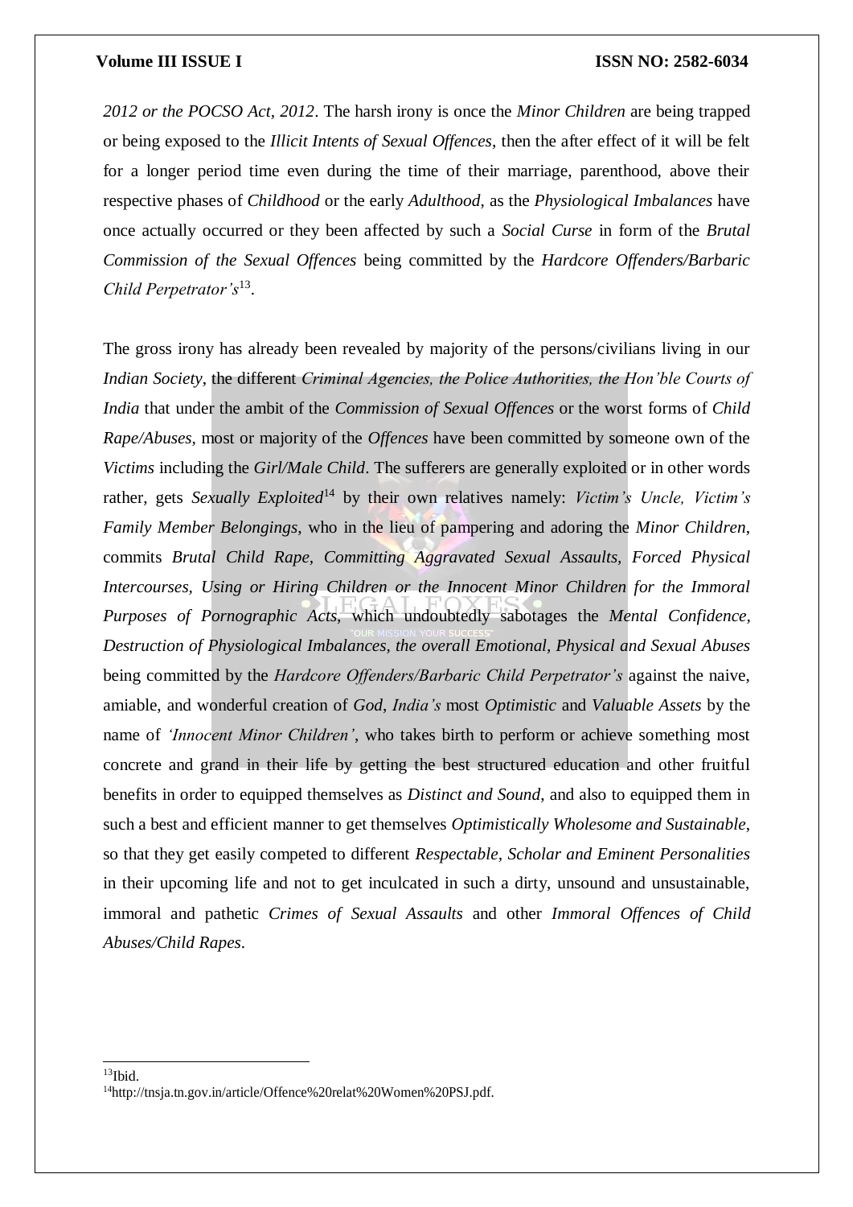*2012 or the POCSO Act, 2012*. The harsh irony is once the *Minor Children* are being trapped or being exposed to the *Illicit Intents of Sexual Offences*, then the after effect of it will be felt for a longer period time even during the time of their marriage, parenthood, above their respective phases of *Childhood* or the early *Adulthood*, as the *Physiological Imbalances* have once actually occurred or they been affected by such a *Social Curse* in form of the *Brutal Commission of the Sexual Offences* being committed by the *Hardcore Offenders/Barbaric Child Perpetrator's*[13].

The gross irony has already been revealed by majority of the persons/civilians living in our *Indian Society*, the different *Criminal Agencies, the Police Authorities, the Hon'ble Courts of India* that under the ambit of the *Commission of Sexual Offences* or the worst forms of *Child Rape/Abuses*, most or majority of the *Offences* have been committed by someone own of the *Victims* including the *Girl/Male Child*. The sufferers are generally exploited or in other words rather, gets *Sexually Exploited*[14] by their own relatives namely: *Victim's Uncle, Victim's Family Member Belongings*, who in the lieu of pampering and adoring the *Minor Children*, commits *Brutal Child Rape, Committing Aggravated Sexual Assaults, Forced Physical Intercourses, Using or Hiring Children or the Innocent Minor Children for the Immoral Purposes of Pornographic Acts*, which undoubtedly sabotages the *Mental Confidence, Destruction of Physiological Imbalances, the overall Emotional, Physical and Sexual Abuses* being committed by the *Hardcore Offenders/Barbaric Child Perpetrator's* against the naive, amiable, and wonderful creation of *God*, *India's* most *Optimistic* and *Valuable Assets* by the name of *'Innocent Minor Children'*, who takes birth to perform or achieve something most concrete and grand in their life by getting the best structured education and other fruitful benefits in order to equipped themselves as *Distinct and Sound*, and also to equipped them in such a best and efficient manner to get themselves *Optimistically Wholesome and Sustainable*, so that they get easily competed to different *Respectable, Scholar and Eminent Personalities* in their upcoming life and not to get inculcated in such a dirty, unsound and unsustainable, immoral and pathetic *Crimes of Sexual Assaults* and other *Immoral Offences of Child Abuses/Child Rapes*.

---

[13] Ibid.

[14] http://tnsja.tn.gov.in/article/Offence%20relat%20Women%20PSJ.pdf.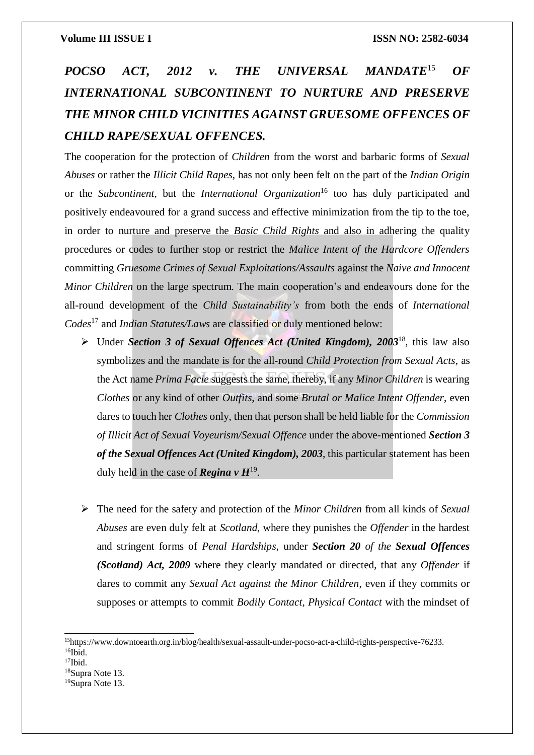## *POCSO ACT, 2012 v. THE UNIVERSAL MANDATE*[15] *OF INTERNATIONAL SUBCONTINENT TO NURTURE AND PRESERVE THE MINOR CHILD VICINITIES AGAINST GRUESOME OFFENCES OF CHILD RAPE/SEXUAL OFFENCES.*

The cooperation for the protection of *Children* from the worst and barbaric forms of *Sexual Abuses* or rather the *Illicit Child Rapes*, has not only been felt on the part of the *Indian Origin* or the *Subcontinent*, but the *International Organization*[16] too has duly participated and positively endeavoured for a grand success and effective minimization from the tip to the toe, in order to nurture and preserve the *Basic Child Rights* and also in adhering the quality procedures or codes to further stop or restrict the *Malice Intent of the Hardcore Offenders* committing *Gruesome Crimes of Sexual Exploitations/Assaults* against the *Naive and Innocent Minor Children* on the large spectrum. The main cooperation's and endeavours done for the all-round development of the *Child Sustainability's* from both the ends of *International Codes*[17] and *Indian Statutes/Laws* are classified or duly mentioned below:

- Under ***Section 3 of Sexual Offences Act (United Kingdom), 2003***[18], this law also symbolizes and the mandate is for the all-round *Child Protection from Sexual Acts*, as the Act name *Prima Facie* suggests the same, thereby, if any *Minor Children* is wearing *Clothes* or any kind of other *Outfits*, and some *Brutal or Malice Intent Offender*, even dares to touch her *Clothes* only, then that person shall be held liable for the *Commission of Illicit Act of Sexual Voyeurism/Sexual Offence* under the above-mentioned ***Section 3 of the Sexual Offences Act (United Kingdom), 2003***, this particular statement has been duly held in the case of ***Regina v H***[19].

- The need for the safety and protection of the *Minor Children* from all kinds of *Sexual Abuses* are even duly felt at *Scotland*, where they punishes the *Offender* in the hardest and stringent forms of *Penal Hardships*, under ***Section 20*** *of the* ***Sexual Offences (Scotland) Act, 2009*** where they clearly mandated or directed, that any *Offender* if dares to commit any *Sexual Act against the Minor Children*, even if they commits or supposes or attempts to commit *Bodily Contact*, *Physical Contact* with the mindset of

---

[15] https://www.downtoearth.org.in/blog/health/sexual-assault-under-pocso-act-a-child-rights-perspective-76233.

[16] Ibid.

[17] Ibid.

[18] Supra Note 13.

[19] Supra Note 13.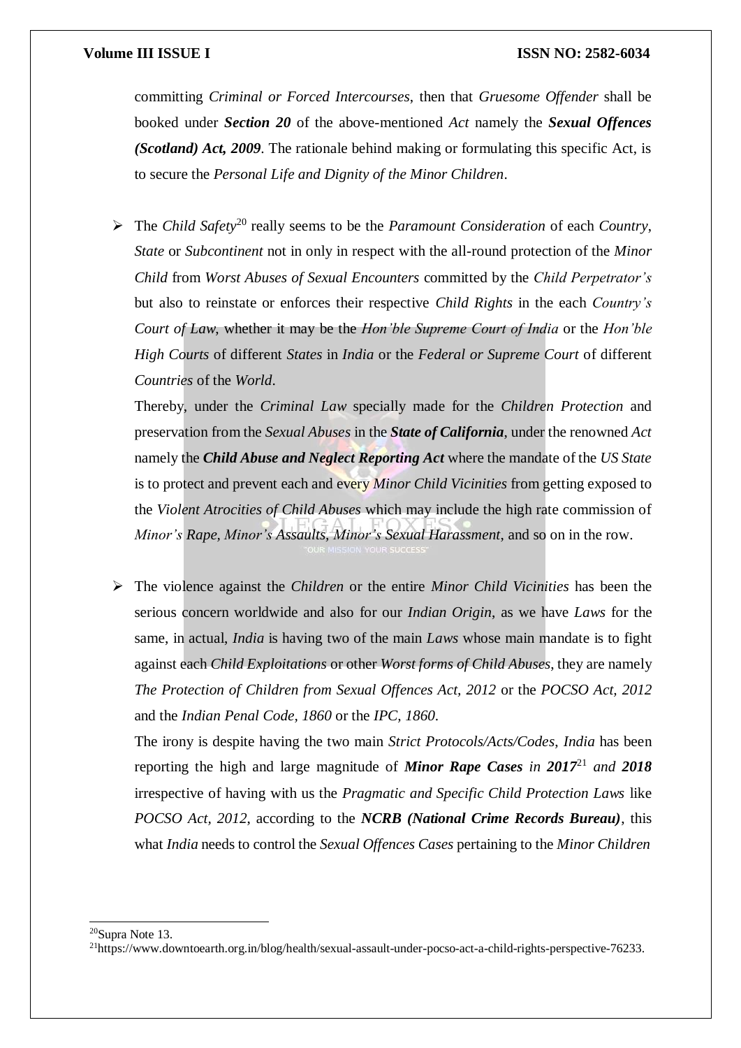committing *Criminal or Forced Intercourses*, then that *Gruesome Offender* shall be booked under ***Section 20*** of the above-mentioned *Act* namely the ***Sexual Offences (Scotland) Act, 2009***. The rationale behind making or formulating this specific Act, is to secure the *Personal Life and Dignity of the Minor Children*.

- The *Child Safety*[20] really seems to be the *Paramount Consideration* of each *Country*, *State* or *Subcontinent* not in only in respect with the all-round protection of the *Minor Child* from *Worst Abuses of Sexual Encounters* committed by the *Child Perpetrator's* but also to reinstate or enforces their respective *Child Rights* in the each *Country's Court of Law*, whether it may be the *Hon'ble Supreme Court of India* or the *Hon'ble High Courts* of different *States* in *India* or the *Federal or Supreme Court* of different *Countries* of the *World*.

  Thereby, under the *Criminal Law* specially made for the *Children Protection* and preservation from the *Sexual Abuses* in the ***State of California***, under the renowned *Act* namely the ***Child Abuse and Neglect Reporting Act*** where the mandate of the *US State* is to protect and prevent each and every *Minor Child Vicinities* from getting exposed to the *Violent Atrocities of Child Abuses* which may include the high rate commission of *Minor's Rape, Minor's Assaults, Minor's Sexual Harassment*, and so on in the row.

- The violence against the *Children* or the entire *Minor Child Vicinities* has been the serious concern worldwide and also for our *Indian Origin*, as we have *Laws* for the same, in actual, *India* is having two of the main *Laws* whose main mandate is to fight against each *Child Exploitations* or other *Worst forms of Child Abuses*, they are namely *The Protection of Children from Sexual Offences Act, 2012* or the *POCSO Act, 2012* and the *Indian Penal Code, 1860* or the *IPC, 1860*.

  The irony is despite having the two main *Strict Protocols/Acts/Codes*, *India* has been reporting the high and large magnitude of ***Minor Rape Cases** in **2017***[21] *and* ***2018*** irrespective of having with us the *Pragmatic and Specific Child Protection Laws* like *POCSO Act, 2012*, according to the ***NCRB (National Crime Records Bureau)***, this what *India* needs to control the *Sexual Offences Cases* pertaining to the *Minor Children*

---

[20] Supra Note 13.

[21] https://www.downtoearth.org.in/blog/health/sexual-assault-under-pocso-act-a-child-rights-perspective-76233.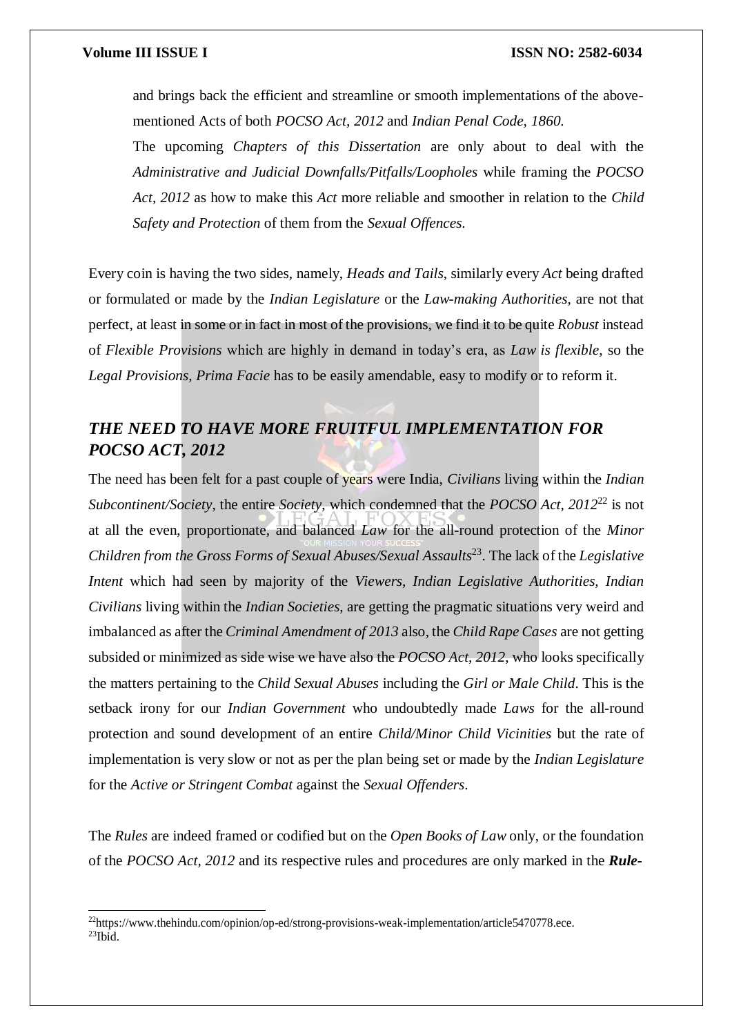and brings back the efficient and streamline or smooth implementations of the above-mentioned Acts of both *POCSO Act, 2012* and *Indian Penal Code, 1860.*

The upcoming *Chapters of this Dissertation* are only about to deal with the *Administrative and Judicial Downfalls/Pitfalls/Loopholes* while framing the *POCSO Act, 2012* as how to make this *Act* more reliable and smoother in relation to the *Child Safety and Protection* of them from the *Sexual Offences*.

Every coin is having the two sides, namely, *Heads and Tails*, similarly every *Act* being drafted or formulated or made by the *Indian Legislature* or the *Law-making Authorities*, are not that perfect, at least in some or in fact in most of the provisions, we find it to be quite *Robust* instead of *Flexible Provisions* which are highly in demand in today's era, as *Law is flexible*, so the *Legal Provisions, Prima Facie* has to be easily amendable, easy to modify or to reform it.

## *THE NEED TO HAVE MORE FRUITFUL IMPLEMENTATION FOR POCSO ACT, 2012*

The need has been felt for a past couple of years were India, *Civilians* living within the *Indian Subcontinent/Society*, the entire *Society*, which condemned that the *POCSO Act, 2012*[22] is not at all the even, proportionate, and balanced *Law* for the all-round protection of the *Minor Children from the Gross Forms of Sexual Abuses/Sexual Assaults*[23]. The lack of the *Legislative Intent* which had seen by majority of the *Viewers, Indian Legislative Authorities, Indian Civilians* living within the *Indian Societies*, are getting the pragmatic situations very weird and imbalanced as after the *Criminal Amendment of 2013* also, the *Child Rape Cases* are not getting subsided or minimized as side wise we have also the *POCSO Act, 2012*, who looks specifically the matters pertaining to the *Child Sexual Abuses* including the *Girl or Male Child*. This is the setback irony for our *Indian Government* who undoubtedly made *Laws* for the all-round protection and sound development of an entire *Child/Minor Child Vicinities* but the rate of implementation is very slow or not as per the plan being set or made by the *Indian Legislature* for the *Active or Stringent Combat* against the *Sexual Offenders*.

The *Rules* are indeed framed or codified but on the *Open Books of Law* only, or the foundation of the *POCSO Act, 2012* and its respective rules and procedures are only marked in the ***Rule-***

[22] https://www.thehindu.com/opinion/op-ed/strong-provisions-weak-implementation/article5470778.ece.

[23] Ibid.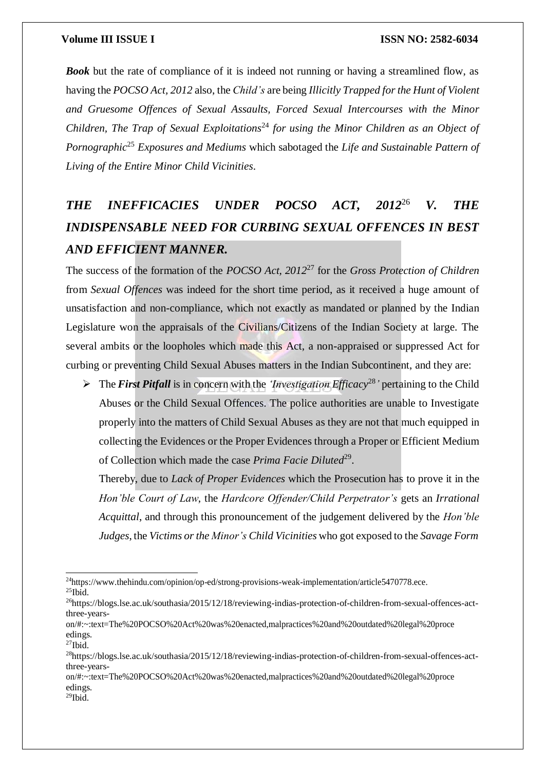***Book*** but the rate of compliance of it is indeed not running or having a streamlined flow, as having the *POCSO Act, 2012* also, the *Child's* are being *Illicitly Trapped for the Hunt of Violent and Gruesome Offences of Sexual Assaults, Forced Sexual Intercourses with the Minor Children, The Trap of Sexual Exploitations*[24] *for using the Minor Children as an Object of Pornographic*[25] *Exposures and Mediums* which sabotaged the *Life and Sustainable Pattern of Living of the Entire Minor Child Vicinities*.

## ***THE INEFFICACIES UNDER POCSO ACT, 2012***[26] ***V. THE INDISPENSABLE NEED FOR CURBING SEXUAL OFFENCES IN BEST AND EFFICIENT MANNER.***

The success of the formation of the *POCSO Act, 2012*[27] for the *Gross Protection of Children* from *Sexual Offences* was indeed for the short time period, as it received a huge amount of unsatisfaction and non-compliance, which not exactly as mandated or planned by the Indian Legislature won the appraisals of the Civilians/Citizens of the Indian Society at large. The several ambits or the loopholes which made this Act, a non-appraised or suppressed Act for curbing or preventing Child Sexual Abuses matters in the Indian Subcontinent, and they are:

- The ***First Pitfall*** is in concern with the *'Investigation Efficacy*[28]*'* pertaining to the Child Abuses or the Child Sexual Offences. The police authorities are unable to Investigate properly into the matters of Child Sexual Abuses as they are not that much equipped in collecting the Evidences or the Proper Evidences through a Proper or Efficient Medium of Collection which made the case *Prima Facie Diluted*[29].

  Thereby, due to *Lack of Proper Evidences* which the Prosecution has to prove it in the *Hon'ble Court of Law*, the *Hardcore Offender/Child Perpetrator's* gets an *Irrational Acquittal*, and through this pronouncement of the judgement delivered by the *Hon'ble Judges*, the *Victims or the Minor's Child Vicinities* who got exposed to the *Savage Form*

---

[24] https://www.thehindu.com/opinion/op-ed/strong-provisions-weak-implementation/article5470778.ece.
[25] Ibid.
[26] https://blogs.lse.ac.uk/southasia/2015/12/18/reviewing-indias-protection-of-children-from-sexual-offences-act-three-years-on/#:~:text=The%20POCSO%20Act%20was%20enacted,malpractices%20and%20outdated%20legal%20proceedings.
[27] Ibid.
[28] https://blogs.lse.ac.uk/southasia/2015/12/18/reviewing-indias-protection-of-children-from-sexual-offences-act-three-years-on/#:~:text=The%20POCSO%20Act%20was%20enacted,malpractices%20and%20outdated%20legal%20proceedings.
[29] Ibid.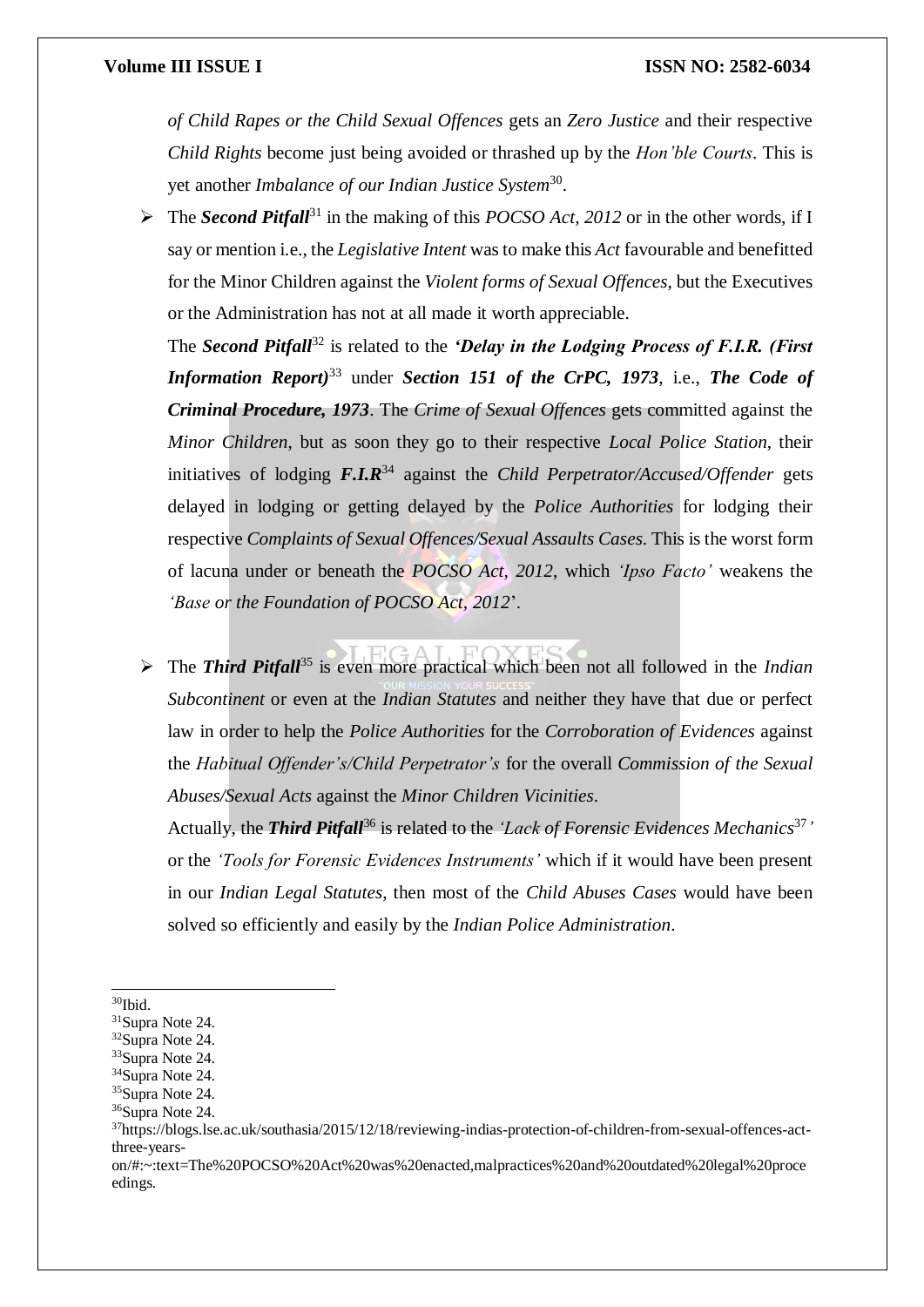*of Child Rapes or the Child Sexual Offences* gets an *Zero Justice* and their respective *Child Rights* become just being avoided or thrashed up by the *Hon'ble Courts*. This is yet another *Imbalance of our Indian Justice System*[30].

- The ***Second Pitfall***[31] in the making of this *POCSO Act, 2012* or in the other words, if I say or mention i.e., the *Legislative Intent* was to make this *Act* favourable and benefitted for the Minor Children against the *Violent forms of Sexual Offences*, but the Executives or the Administration has not at all made it worth appreciable.

  The ***Second Pitfall***[32] is related to the ***'Delay in the Lodging Process of F.I.R. (First Information Report)***[33] under ***Section 151 of the CrPC, 1973***, i.e., ***The Code of Criminal Procedure, 1973***. The *Crime of Sexual Offences* gets committed against the *Minor Children*, but as soon they go to their respective *Local Police Station*, their initiatives of lodging ***F.I.R***[34] against the *Child Perpetrator/Accused/Offender* gets delayed in lodging or getting delayed by the *Police Authorities* for lodging their respective *Complaints of Sexual Offences/Sexual Assaults Cases*. This is the worst form of lacuna under or beneath the *POCSO Act, 2012*, which *'Ipso Facto'* weakens the *'Base or the Foundation of POCSO Act, 2012*'.

- The ***Third Pitfall***[35] is even more practical which been not all followed in the *Indian Subcontinent* or even at the *Indian Statutes* and neither they have that due or perfect law in order to help the *Police Authorities* for the *Corroboration of Evidences* against the *Habitual Offender's/Child Perpetrator's* for the overall *Commission of the Sexual Abuses/Sexual Acts* against the *Minor Children Vicinities*.

  Actually, the ***Third Pitfall***[36] is related to the *'Lack of Forensic Evidences Mechanics*[37]*'* or the *'Tools for Forensic Evidences Instruments'* which if it would have been present in our *Indian Legal Statutes*, then most of the *Child Abuses Cases* would have been solved so efficiently and easily by the *Indian Police Administration*.

---

[30] Ibid.

[31] Supra Note 24.

[32] Supra Note 24.

[33] Supra Note 24.

[34] Supra Note 24.

[35] Supra Note 24.

[36] Supra Note 24.

[37] https://blogs.lse.ac.uk/southasia/2015/12/18/reviewing-indias-protection-of-children-from-sexual-offences-act-three-years-on/#:~:text=The%20POCSO%20Act%20was%20enacted,malpractices%20and%20outdated%20legal%20proceedings.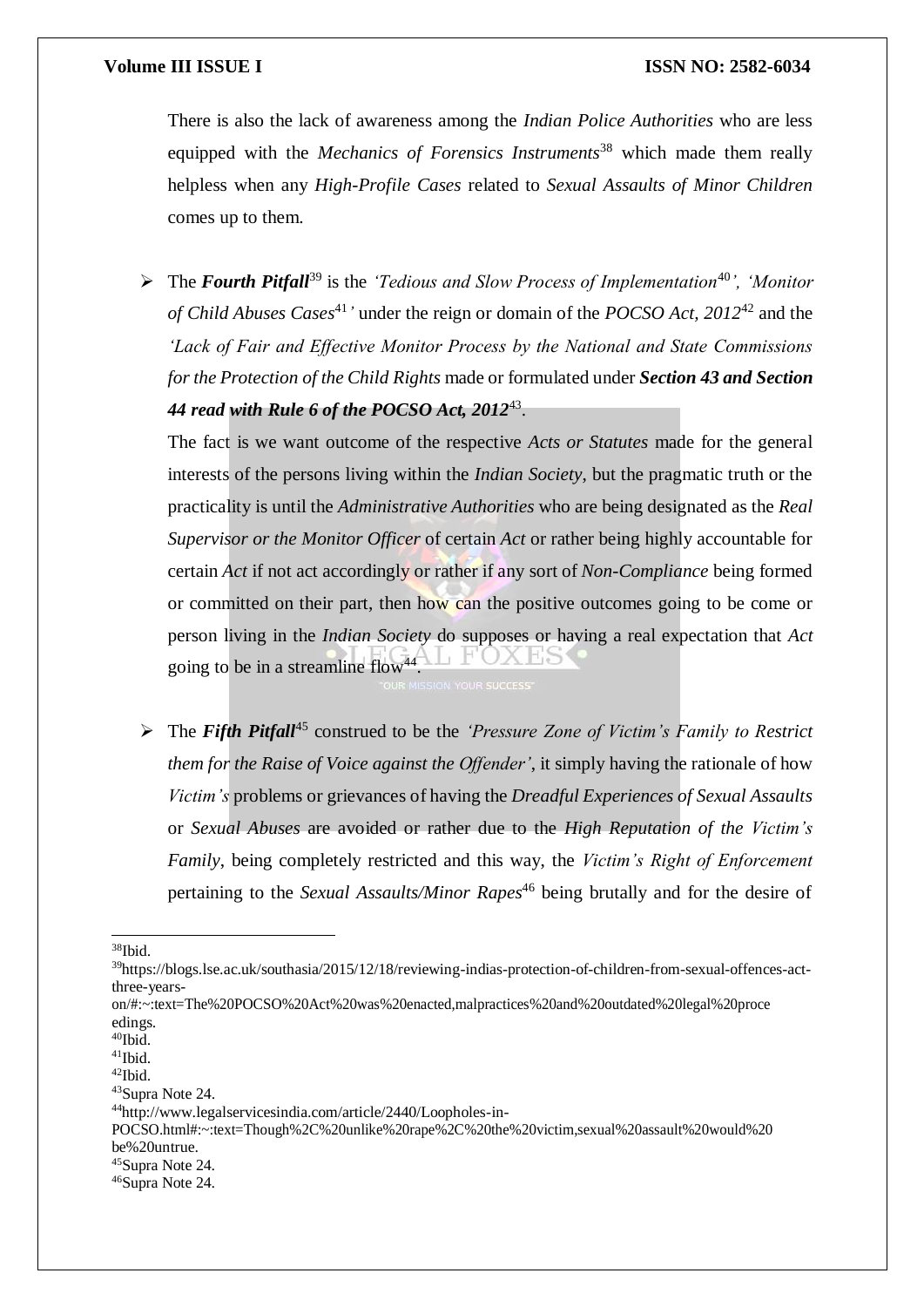There is also the lack of awareness among the *Indian Police Authorities* who are less equipped with the *Mechanics of Forensics Instruments*[38] which made them really helpless when any *High-Profile Cases* related to *Sexual Assaults of Minor Children* comes up to them.

- The ***Fourth Pitfall***[39] is the *'Tedious and Slow Process of Implementation*[40]*', 'Monitor of Child Abuses Cases*[41]*'* under the reign or domain of the *POCSO Act, 2012*[42] and the *'Lack of Fair and Effective Monitor Process by the National and State Commissions for the Protection of the Child Rights* made or formulated under ***Section 43 and Section 44 read with Rule 6 of the POCSO Act, 2012***[43].

  The fact is we want outcome of the respective *Acts or Statutes* made for the general interests of the persons living within the *Indian Society*, but the pragmatic truth or the practicality is until the *Administrative Authorities* who are being designated as the *Real Supervisor or the Monitor Officer* of certain *Act* or rather being highly accountable for certain *Act* if not act accordingly or rather if any sort of *Non-Compliance* being formed or committed on their part, then how can the positive outcomes going to be come or person living in the *Indian Society* do supposes or having a real expectation that *Act* going to be in a streamline flow[44].

- The ***Fifth Pitfall***[45] construed to be the *'Pressure Zone of Victim's Family to Restrict them for the Raise of Voice against the Offender'*, it simply having the rationale of how *Victim's* problems or grievances of having the *Dreadful Experiences of Sexual Assaults* or *Sexual Abuses* are avoided or rather due to the *High Reputation of the Victim's Family*, being completely restricted and this way, the *Victim's Right of Enforcement* pertaining to the *Sexual Assaults/Minor Rapes*[46] being brutally and for the desire of

---

[38]Ibid.

[39]https://blogs.lse.ac.uk/southasia/2015/12/18/reviewing-indias-protection-of-children-from-sexual-offences-act-three-years-on/#:~:text=The%20POCSO%20Act%20was%20enacted,malpractices%20and%20outdated%20legal%20proceedings.

[40]Ibid.

[41]Ibid.

[42]Ibid.

[43]Supra Note 24.

[44]http://www.legalservicesindia.com/article/2440/Loopholes-in-POCSO.html#:~:text=Though%2C%20unlike%20rape%2C%20the%20victim,sexual%20assault%20would%20be%20untrue.

[45]Supra Note 24.

[46]Supra Note 24.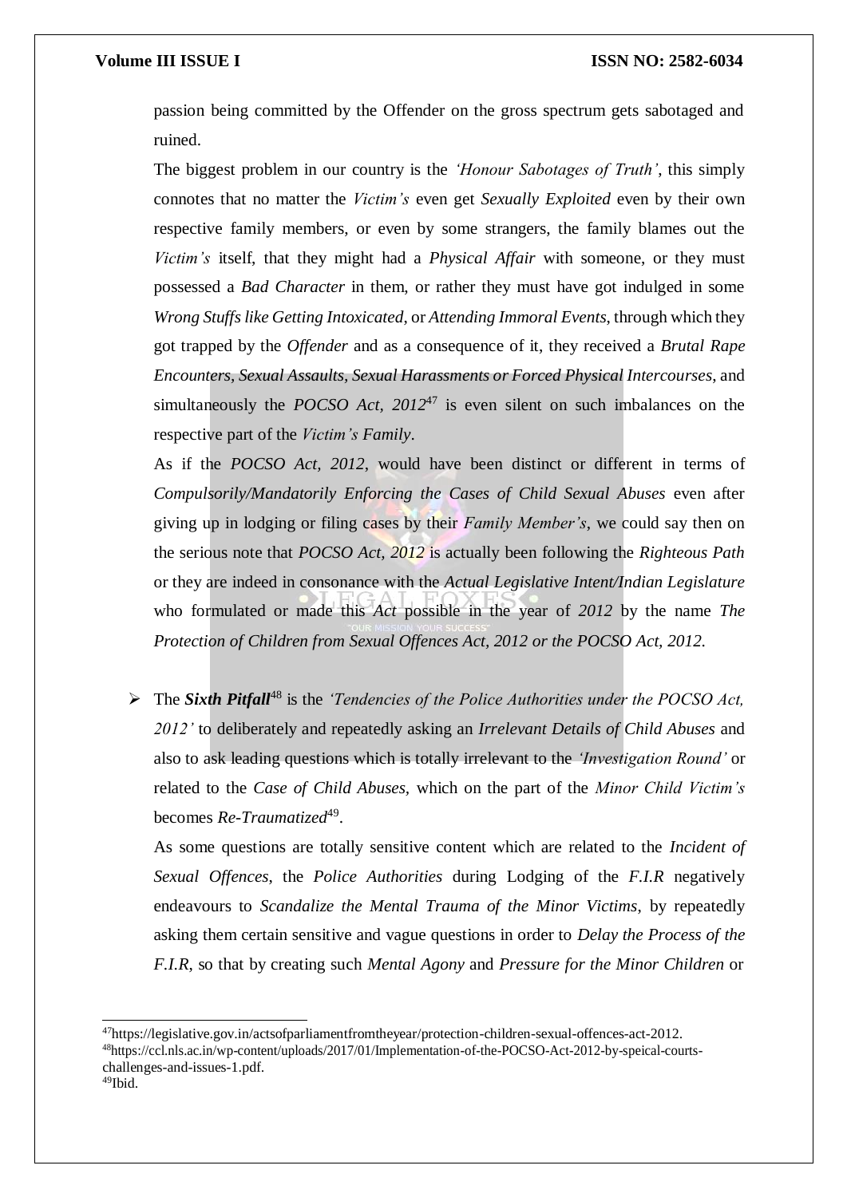passion being committed by the Offender on the gross spectrum gets sabotaged and ruined.

The biggest problem in our country is the *'Honour Sabotages of Truth'*, this simply connotes that no matter the *Victim's* even get *Sexually Exploited* even by their own respective family members, or even by some strangers, the family blames out the *Victim's* itself, that they might had a *Physical Affair* with someone, or they must possessed a *Bad Character* in them, or rather they must have got indulged in some *Wrong Stuffs like Getting Intoxicated*, or *Attending Immoral Events*, through which they got trapped by the *Offender* and as a consequence of it, they received a *Brutal Rape Encounters, Sexual Assaults, Sexual Harassments or Forced Physical Intercourses*, and simultaneously the *POCSO Act, 2012*[47] is even silent on such imbalances on the respective part of the *Victim's Family*.

As if the *POCSO Act, 2012*, would have been distinct or different in terms of *Compulsorily/Mandatorily Enforcing the Cases of Child Sexual Abuses* even after giving up in lodging or filing cases by their *Family Member's*, we could say then on the serious note that *POCSO Act, 2012* is actually been following the *Righteous Path* or they are indeed in consonance with the *Actual Legislative Intent/Indian Legislature* who formulated or made this *Act* possible in the year of *2012* by the name *The Protection of Children from Sexual Offences Act, 2012 or the POCSO Act, 2012.*

- The ***Sixth Pitfall***[48] is the *'Tendencies of the Police Authorities under the POCSO Act, 2012'* to deliberately and repeatedly asking an *Irrelevant Details of Child Abuses* and also to ask leading questions which is totally irrelevant to the *'Investigation Round'* or related to the *Case of Child Abuses*, which on the part of the *Minor Child Victim's* becomes *Re-Traumatized*[49].

  As some questions are totally sensitive content which are related to the *Incident of Sexual Offences*, the *Police Authorities* during Lodging of the *F.I.R* negatively endeavours to *Scandalize the Mental Trauma of the Minor Victims*, by repeatedly asking them certain sensitive and vague questions in order to *Delay the Process of the F.I.R*, so that by creating such *Mental Agony* and *Pressure for the Minor Children* or

---

[47] https://legislative.gov.in/actsofparliamentfromtheyear/protection-children-sexual-offences-act-2012.

[48] https://ccl.nls.ac.in/wp-content/uploads/2017/01/Implementation-of-the-POCSO-Act-2012-by-speical-courts-challenges-and-issues-1.pdf.

[49] Ibid.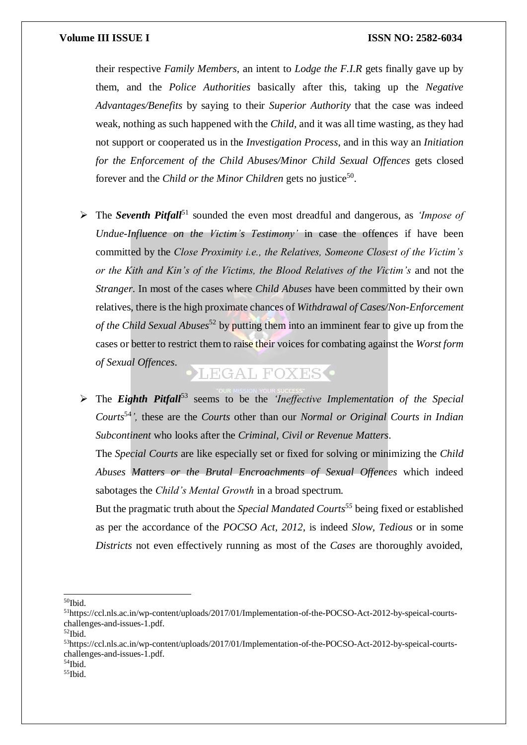their respective *Family Members*, an intent to *Lodge the F.I.R* gets finally gave up by them, and the *Police Authorities* basically after this, taking up the *Negative Advantages/Benefits* by saying to their *Superior Authority* that the case was indeed weak, nothing as such happened with the *Child*, and it was all time wasting, as they had not support or cooperated us in the *Investigation Process*, and in this way an *Initiation for the Enforcement of the Child Abuses/Minor Child Sexual Offences* gets closed forever and the *Child or the Minor Children* gets no justice[50].

- The ***Seventh Pitfall***[51] sounded the even most dreadful and dangerous, as *'Impose of Undue-Influence on the Victim's Testimony'* in case the offences if have been committed by the *Close Proximity i.e., the Relatives, Someone Closest of the Victim's or the Kith and Kin's of the Victims, the Blood Relatives of the Victim's* and not the *Stranger*. In most of the cases where *Child Abuses* have been committed by their own relatives, there is the high proximate chances of *Withdrawal of Cases/Non-Enforcement of the Child Sexual Abuses*[52] by putting them into an imminent fear to give up from the cases or better to restrict them to raise their voices for combating against the *Worst form of Sexual Offences*.

- The ***Eighth Pitfall***[53] seems to be the *'Ineffective Implementation of the Special Courts*[54]*'*, these are the *Courts* other than our *Normal or Original Courts in Indian Subcontinent* who looks after the *Criminal, Civil or Revenue Matters*.

  The *Special Courts* are like especially set or fixed for solving or minimizing the *Child Abuses Matters or the Brutal Encroachments of Sexual Offences* which indeed sabotages the *Child's Mental Growth* in a broad spectrum.

  But the pragmatic truth about the *Special Mandated Courts*[55] being fixed or established as per the accordance of the *POCSO Act, 2012*, is indeed *Slow, Tedious* or in some *Districts* not even effectively running as most of the *Cases* are thoroughly avoided,

---

[50] Ibid.

[51] https://ccl.nls.ac.in/wp-content/uploads/2017/01/Implementation-of-the-POCSO-Act-2012-by-speical-courts-challenges-and-issues-1.pdf.

[52] Ibid.

[53] https://ccl.nls.ac.in/wp-content/uploads/2017/01/Implementation-of-the-POCSO-Act-2012-by-speical-courts-challenges-and-issues-1.pdf.

[54] Ibid.

[55] Ibid.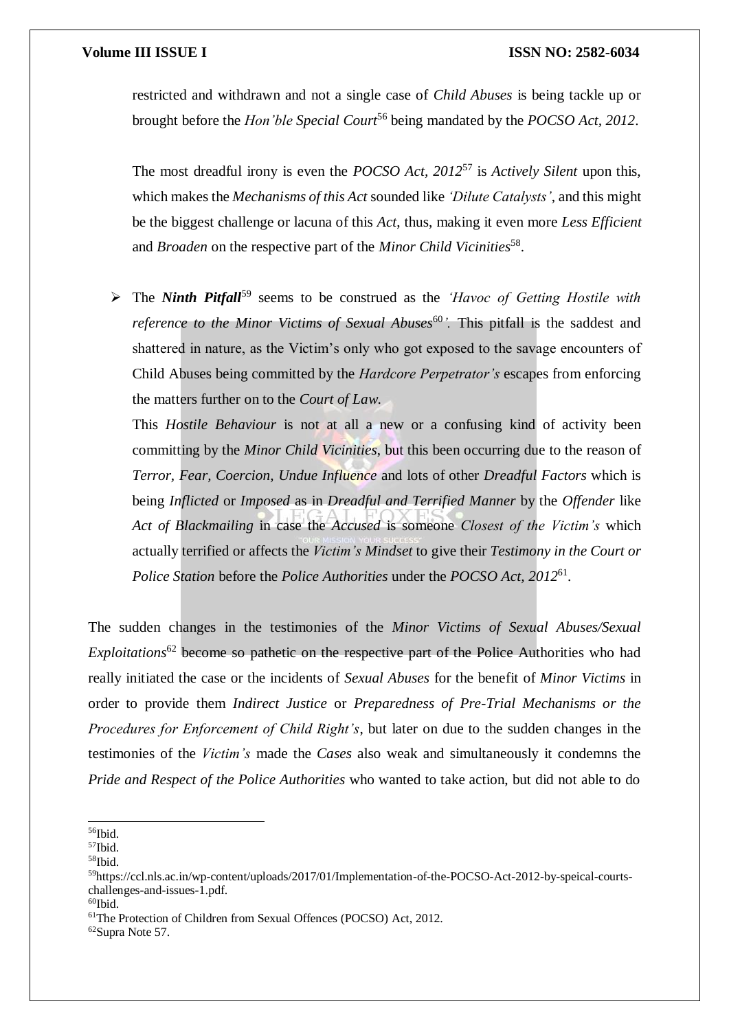restricted and withdrawn and not a single case of *Child Abuses* is being tackle up or brought before the *Hon'ble Special Court*[56] being mandated by the *POCSO Act, 2012*.

The most dreadful irony is even the *POCSO Act, 2012*[57] is *Actively Silent* upon this, which makes the *Mechanisms of this Act* sounded like *'Dilute Catalysts'*, and this might be the biggest challenge or lacuna of this *Act*, thus, making it even more *Less Efficient* and *Broaden* on the respective part of the *Minor Child Vicinities*[58].

- The ***Ninth Pitfall***[59] seems to be construed as the *'Havoc of Getting Hostile with reference to the Minor Victims of Sexual Abuses*[60]*'*. This pitfall is the saddest and shattered in nature, as the Victim's only who got exposed to the savage encounters of Child Abuses being committed by the *Hardcore Perpetrator's* escapes from enforcing the matters further on to the *Court of Law.*

  This *Hostile Behaviour* is not at all a new or a confusing kind of activity been committing by the *Minor Child Vicinities*, but this been occurring due to the reason of *Terror, Fear, Coercion, Undue Influence* and lots of other *Dreadful Factors* which is being *Inflicted* or *Imposed* as in *Dreadful and Terrified Manner* by the *Offender* like *Act of Blackmailing* in case the *Accused* is someone *Closest of the Victim's* which actually terrified or affects the *Victim's Mindset* to give their *Testimony in the Court or Police Station* before the *Police Authorities* under the *POCSO Act, 2012*[61].

The sudden changes in the testimonies of the *Minor Victims of Sexual Abuses/Sexual Exploitations*[62] become so pathetic on the respective part of the Police Authorities who had really initiated the case or the incidents of *Sexual Abuses* for the benefit of *Minor Victims* in order to provide them *Indirect Justice* or *Preparedness of Pre-Trial Mechanisms or the Procedures for Enforcement of Child Right's*, but later on due to the sudden changes in the testimonies of the *Victim's* made the *Cases* also weak and simultaneously it condemns the *Pride and Respect of the Police Authorities* who wanted to take action, but did not able to do

---

[56] Ibid.

[57] Ibid.

[58] Ibid.

[59] https://ccl.nls.ac.in/wp-content/uploads/2017/01/Implementation-of-the-POCSO-Act-2012-by-speical-courts-challenges-and-issues-1.pdf.

[60] Ibid.

[61] The Protection of Children from Sexual Offences (POCSO) Act, 2012.

[62] Supra Note 57.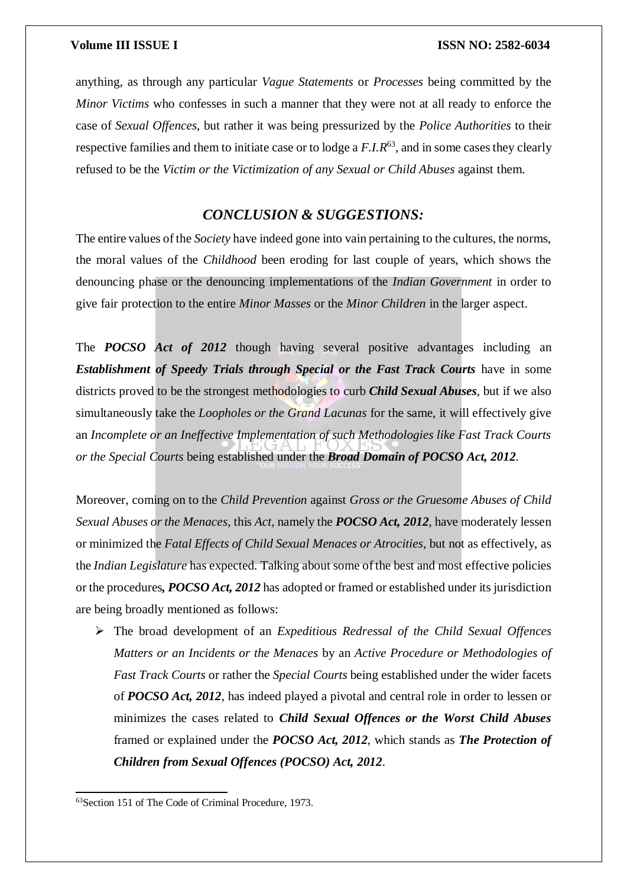anything, as through any particular *Vague Statements* or *Processes* being committed by the *Minor Victims* who confesses in such a manner that they were not at all ready to enforce the case of *Sexual Offences*, but rather it was being pressurized by the *Police Authorities* to their respective families and them to initiate case or to lodge a *F.I.R*[63], and in some cases they clearly refused to be the *Victim or the Victimization of any Sexual or Child Abuses* against them.

## *CONCLUSION & SUGGESTIONS:*

The entire values of the *Society* have indeed gone into vain pertaining to the cultures, the norms, the moral values of the *Childhood* been eroding for last couple of years, which shows the denouncing phase or the denouncing implementations of the *Indian Government* in order to give fair protection to the entire *Minor Masses* or the *Minor Children* in the larger aspect.

The ***POCSO Act of 2012*** though having several positive advantages including an ***Establishment of Speedy Trials through Special or the Fast Track Courts*** have in some districts proved to be the strongest methodologies to curb ***Child Sexual Abuses***, but if we also simultaneously take the *Loopholes or the Grand Lacunas* for the same, it will effectively give an *Incomplete or an Ineffective Implementation of such Methodologies like Fast Track Courts or the Special Courts* being established under the ***Broad Domain of POCSO Act, 2012***.

Moreover, coming on to the *Child Prevention* against *Gross or the Gruesome Abuses of Child Sexual Abuses or the Menaces*, this *Act*, namely the ***POCSO Act, 2012***, have moderately lessen or minimized the *Fatal Effects of Child Sexual Menaces or Atrocities*, but not as effectively, as the *Indian Legislature* has expected. Talking about some of the best and most effective policies or the procedures***, POCSO Act, 2012*** has adopted or framed or established under its jurisdiction are being broadly mentioned as follows:

- The broad development of an *Expeditious Redressal of the Child Sexual Offences Matters or an Incidents or the Menaces* by an *Active Procedure or Methodologies of Fast Track Courts* or rather the *Special Courts* being established under the wider facets of ***POCSO Act, 2012***, has indeed played a pivotal and central role in order to lessen or minimizes the cases related to ***Child Sexual Offences or the Worst Child Abuses*** framed or explained under the ***POCSO Act, 2012***, which stands as ***The Protection of Children from Sexual Offences (POCSO) Act, 2012***.

[63]Section 151 of The Code of Criminal Procedure, 1973.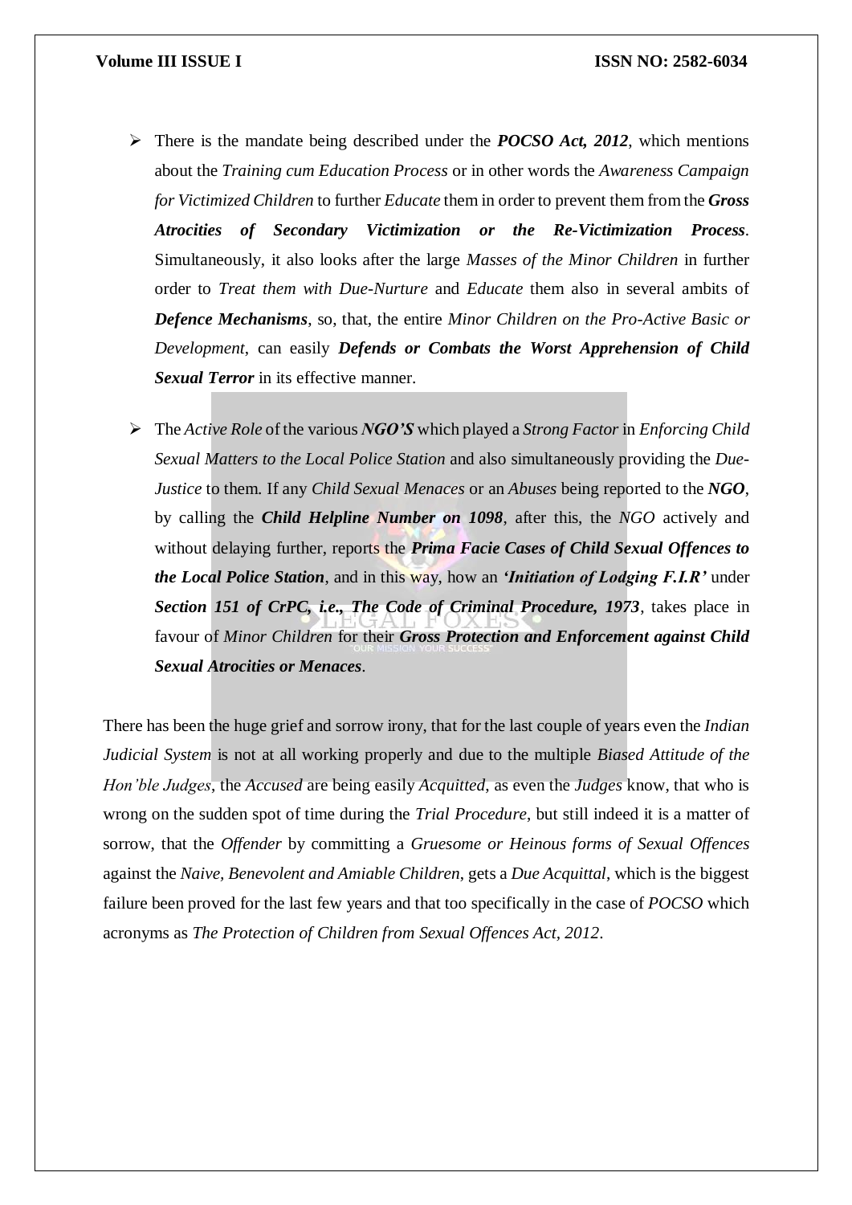- There is the mandate being described under the ***POCSO Act, 2012***, which mentions about the *Training cum Education Process* or in other words the *Awareness Campaign for Victimized Children* to further *Educate* them in order to prevent them from the ***Gross Atrocities of Secondary Victimization or the Re-Victimization Process***. Simultaneously, it also looks after the large *Masses of the Minor Children* in further order to *Treat them with Due-Nurture* and *Educate* them also in several ambits of ***Defence Mechanisms***, so, that, the entire *Minor Children on the Pro-Active Basic or Development*, can easily ***Defends or Combats the Worst Apprehension of Child Sexual Terror*** in its effective manner.

- The *Active Role* of the various ***NGO'S*** which played a *Strong Factor* in *Enforcing Child Sexual Matters to the Local Police Station* and also simultaneously providing the *Due-Justice* to them. If any *Child Sexual Menaces* or an *Abuses* being reported to the ***NGO***, by calling the ***Child Helpline Number on 1098***, after this, the *NGO* actively and without delaying further, reports the ***Prima Facie Cases of Child Sexual Offences to the Local Police Station***, and in this way, how an ***'Initiation of Lodging F.I.R'*** under ***Section 151 of CrPC, i.e., The Code of Criminal Procedure, 1973***, takes place in favour of *Minor Children* for their ***Gross Protection and Enforcement against Child Sexual Atrocities or Menaces***.

There has been the huge grief and sorrow irony, that for the last couple of years even the *Indian Judicial System* is not at all working properly and due to the multiple *Biased Attitude of the Hon'ble Judges*, the *Accused* are being easily *Acquitted*, as even the *Judges* know, that who is wrong on the sudden spot of time during the *Trial Procedure*, but still indeed it is a matter of sorrow, that the *Offender* by committing a *Gruesome or Heinous forms of Sexual Offences* against the *Naive, Benevolent and Amiable Children*, gets a *Due Acquittal*, which is the biggest failure been proved for the last few years and that too specifically in the case of *POCSO* which acronyms as *The Protection of Children from Sexual Offences Act, 2012*.